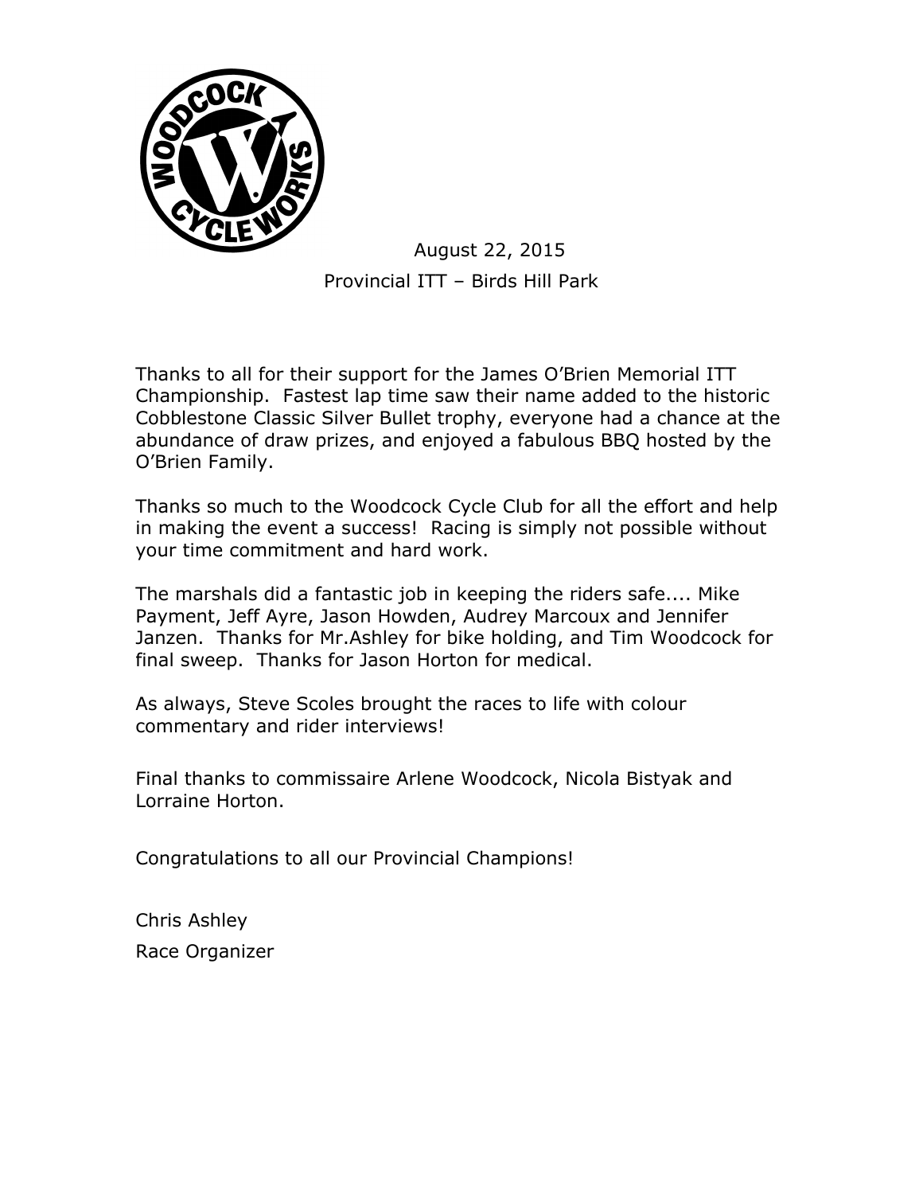August 22, 2015

Provincial ITT – Birds Hill Park

Thanks to all for their support for the James O'Brien Memorial ITT Championship. Fastest lap time saw their name added to the historic Cobblestone Classic Silver Bullet trophy, everyone had a chance at the abundance of draw prizes, and enjoyed a fabulous BBQ hosted by the O'Brien Family.

Thanks so much to the Woodcock Cycle Club for all the effort and help in making the event a success! Racing is simply not possible without your time commitment and hard work.

The marshals did a fantastic job in keeping the riders safe.... Mike Payment, Jeff Ayre, Jason Howden, Audrey Marcoux and Jennifer Janzen. Thanks for Mr.Ashley for bike holding, and Tim Woodcock for final sweep. Thanks for Jason Horton for medical.

As always, Steve Scoles brought the races to life with colour commentary and rider interviews!

Final thanks to commissaire Arlene Woodcock, Nicola Bistyak and Lorraine Horton.

Congratulations to all our Provincial Champions!

Chris Ashley

Race Organizer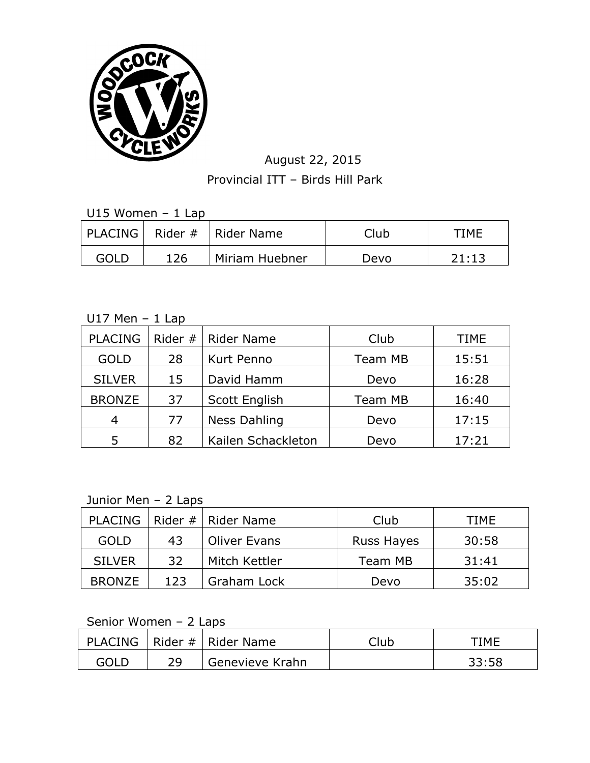August 22, 2015

Provincial ITT – Birds Hill Park

U15 Women – 1 Lap

| PLACING | Rider # | Rider Name | Club | TIME |
|---|---|---|---|---|
| GOLD | 126 | Miriam Huebner | Devo | 21:13 |

U17 Men – 1 Lap

| PLACING | Rider # | Rider Name | Club | TIME |
|---|---|---|---|---|
| GOLD | 28 | Kurt Penno | Team MB | 15:51 |
| SILVER | 15 | David Hamm | Devo | 16:28 |
| BRONZE | 37 | Scott English | Team MB | 16:40 |
| 4 | 77 | Ness Dahling | Devo | 17:15 |
| 5 | 82 | Kailen Schackleton | Devo | 17:21 |

Junior Men – 2 Laps

| PLACING | Rider # | Rider Name | Club | TIME |
|---|---|---|---|---|
| GOLD | 43 | Oliver Evans | Russ Hayes | 30:58 |
| SILVER | 32 | Mitch Kettler | Team MB | 31:41 |
| BRONZE | 123 | Graham Lock | Devo | 35:02 |

Senior Women – 2 Laps

| PLACING | Rider # | Rider Name | Club | TIME |
|---|---|---|---|---|
| GOLD | 29 | Genevieve Krahn | | 33:58 |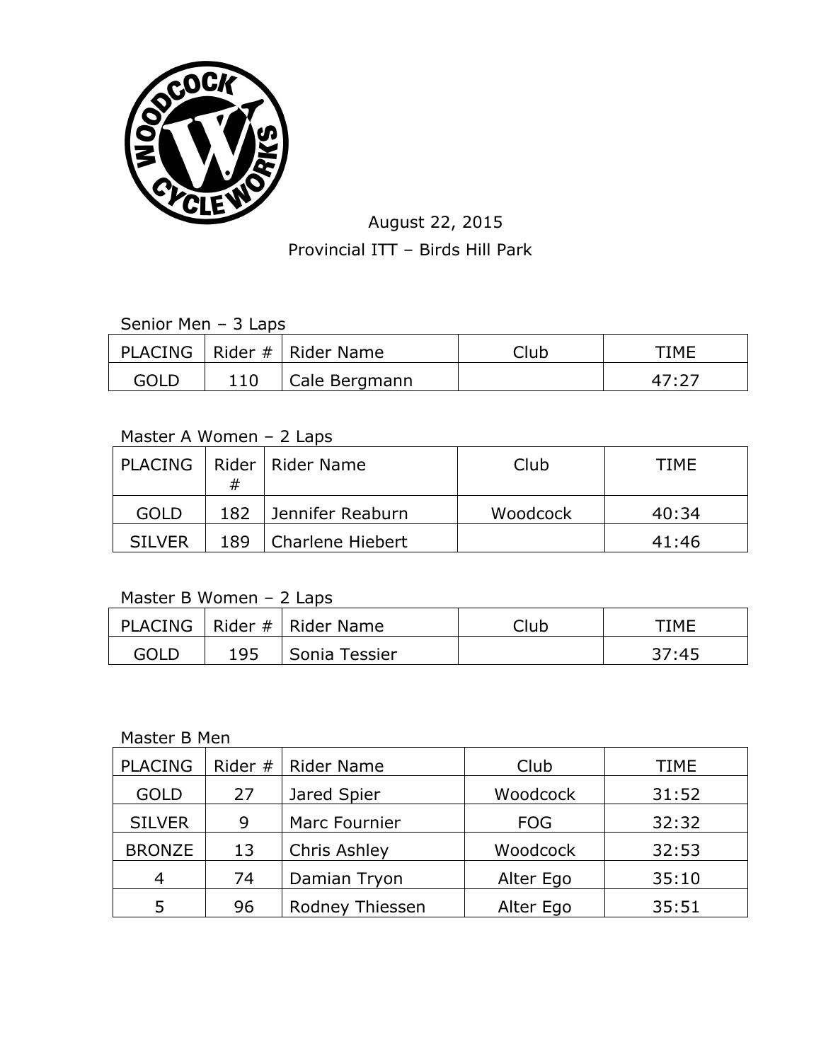August 22, 2015

Provincial ITT – Birds Hill Park

Senior Men – 3 Laps

| PLACING | Rider # | Rider Name | Club | TIME |
|---|---|---|---|---|
| GOLD | 110 | Cale Bergmann | | 47:27 |

Master A Women – 2 Laps

| PLACING | Rider # | Rider Name | Club | TIME |
|---|---|---|---|---|
| GOLD | 182 | Jennifer Reaburn | Woodcock | 40:34 |
| SILVER | 189 | Charlene Hiebert | | 41:46 |

Master B Women – 2 Laps

| PLACING | Rider # | Rider Name | Club | TIME |
|---|---|---|---|---|
| GOLD | 195 | Sonia Tessier | | 37:45 |

Master B Men

| PLACING | Rider # | Rider Name | Club | TIME |
|---|---|---|---|---|
| GOLD | 27 | Jared Spier | Woodcock | 31:52 |
| SILVER | 9 | Marc Fournier | FOG | 32:32 |
| BRONZE | 13 | Chris Ashley | Woodcock | 32:53 |
| 4 | 74 | Damian Tryon | Alter Ego | 35:10 |
| 5 | 96 | Rodney Thiessen | Alter Ego | 35:51 |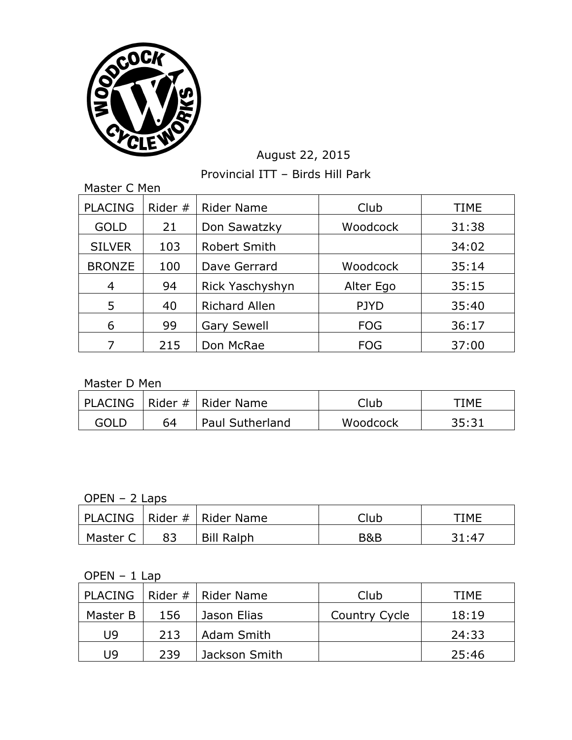August 22, 2015

Provincial ITT – Birds Hill Park

Master C Men

| PLACING | Rider # | Rider Name | Club | TIME |
|---|---|---|---|---|
| GOLD | 21 | Don Sawatzky | Woodcock | 31:38 |
| SILVER | 103 | Robert Smith | | 34:02 |
| BRONZE | 100 | Dave Gerrard | Woodcock | 35:14 |
| 4 | 94 | Rick Yaschyshyn | Alter Ego | 35:15 |
| 5 | 40 | Richard Allen | PJYD | 35:40 |
| 6 | 99 | Gary Sewell | FOG | 36:17 |
| 7 | 215 | Don McRae | FOG | 37:00 |

Master D Men

| PLACING | Rider # | Rider Name | Club | TIME |
|---|---|---|---|---|
| GOLD | 64 | Paul Sutherland | Woodcock | 35:31 |

OPEN – 2 Laps

| PLACING | Rider # | Rider Name | Club | TIME |
|---|---|---|---|---|
| Master C | 83 | Bill Ralph | B&B | 31:47 |

OPEN – 1 Lap

| PLACING | Rider # | Rider Name | Club | TIME |
|---|---|---|---|---|
| Master B | 156 | Jason Elias | Country Cycle | 18:19 |
| U9 | 213 | Adam Smith | | 24:33 |
| U9 | 239 | Jackson Smith | | 25:46 |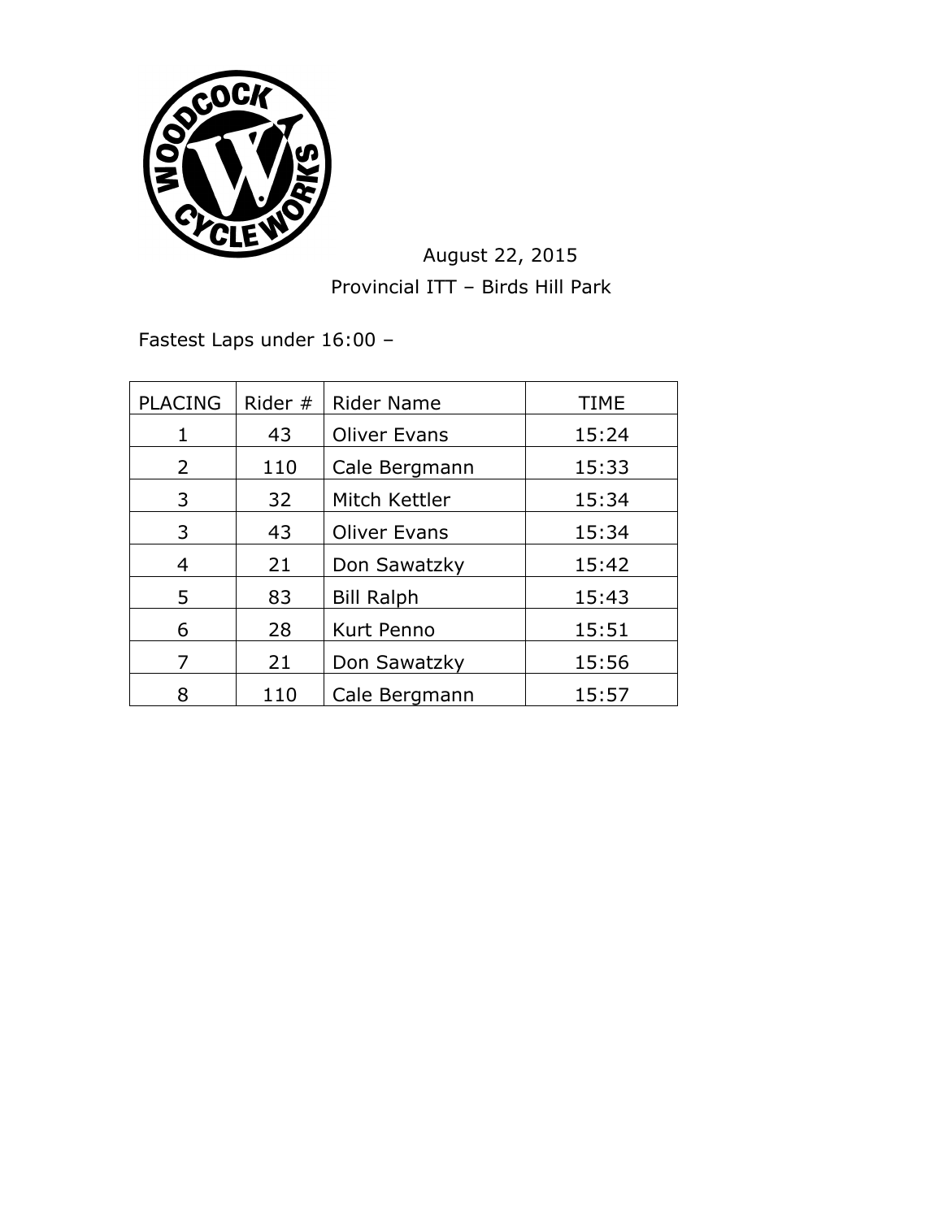August 22, 2015

Provincial ITT – Birds Hill Park

Fastest Laps under 16:00 –

| PLACING | Rider # | Rider Name | TIME |
|---|---|---|---|
| 1 | 43 | Oliver Evans | 15:24 |
| 2 | 110 | Cale Bergmann | 15:33 |
| 3 | 32 | Mitch Kettler | 15:34 |
| 3 | 43 | Oliver Evans | 15:34 |
| 4 | 21 | Don Sawatzky | 15:42 |
| 5 | 83 | Bill Ralph | 15:43 |
| 6 | 28 | Kurt Penno | 15:51 |
| 7 | 21 | Don Sawatzky | 15:56 |
| 8 | 110 | Cale Bergmann | 15:57 |